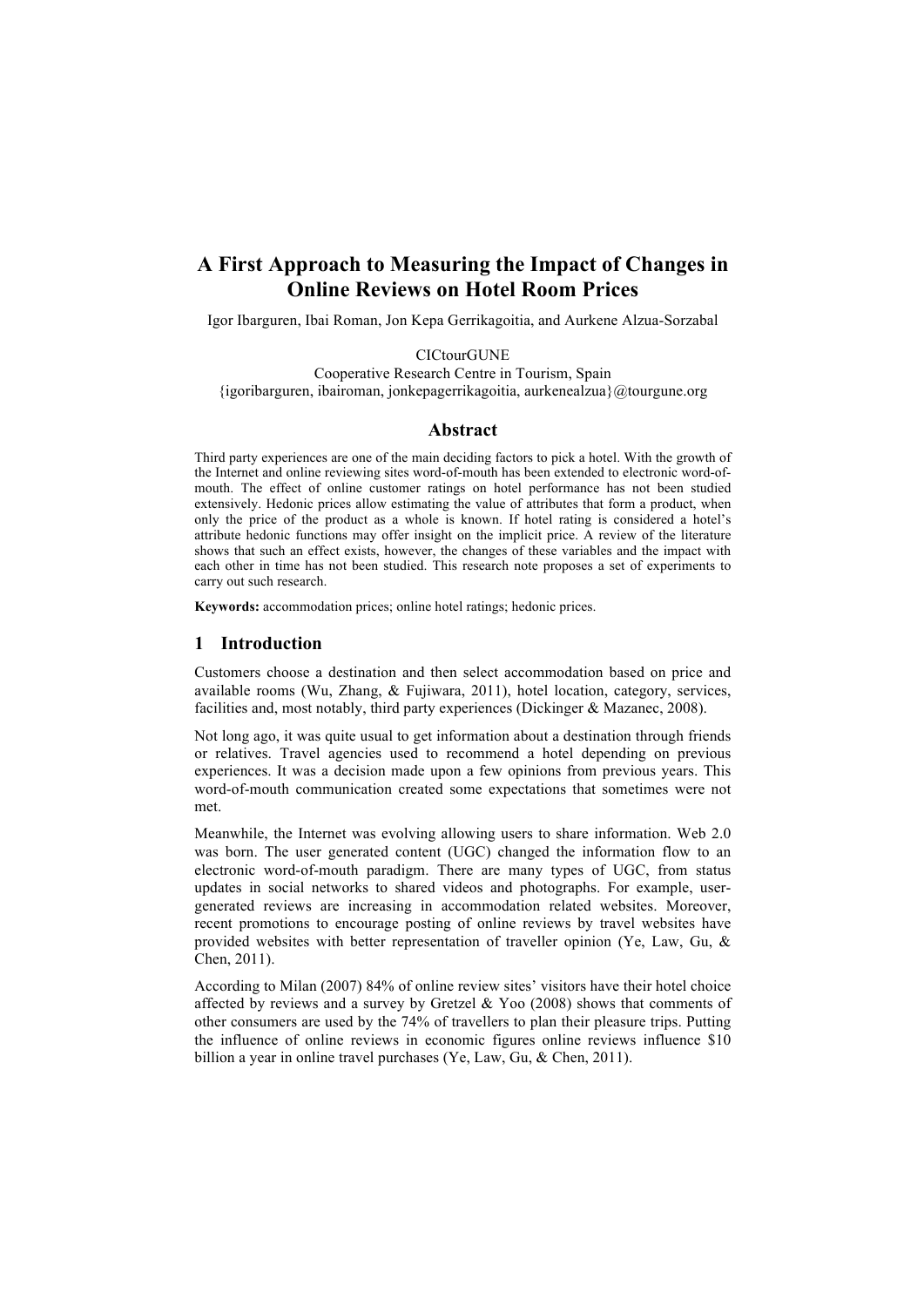# A First Approach to Measuring the Impact of Changes in Online Reviews on Hotel Room Prices

Igor Ibarguren, Ibai Roman, Jon Kepa Gerrikagoitia, and Aurkene Alzua-Sorzabal

CICtourGUNE
Cooperative Research Centre in Tourism, Spain
{igoribarguren, ibairoman, jonkepagerrikagoitia, aurkenealzua}@tourgune.org

## Abstract

Third party experiences are one of the main deciding factors to pick a hotel. With the growth of the Internet and online reviewing sites word-of-mouth has been extended to electronic word-of-mouth. The effect of online customer ratings on hotel performance has not been studied extensively. Hedonic prices allow estimating the value of attributes that form a product, when only the price of the product as a whole is known. If hotel rating is considered a hotel's attribute hedonic functions may offer insight on the implicit price. A review of the literature shows that such an effect exists, however, the changes of these variables and the impact with each other in time has not been studied. This research note proposes a set of experiments to carry out such research.

**Keywords:** accommodation prices; online hotel ratings; hedonic prices.

## 1 Introduction

Customers choose a destination and then select accommodation based on price and available rooms (Wu, Zhang, & Fujiwara, 2011), hotel location, category, services, facilities and, most notably, third party experiences (Dickinger & Mazanec, 2008).

Not long ago, it was quite usual to get information about a destination through friends or relatives. Travel agencies used to recommend a hotel depending on previous experiences. It was a decision made upon a few opinions from previous years. This word-of-mouth communication created some expectations that sometimes were not met.

Meanwhile, the Internet was evolving allowing users to share information. Web 2.0 was born. The user generated content (UGC) changed the information flow to an electronic word-of-mouth paradigm. There are many types of UGC, from status updates in social networks to shared videos and photographs. For example, user-generated reviews are increasing in accommodation related websites. Moreover, recent promotions to encourage posting of online reviews by travel websites have provided websites with better representation of traveller opinion (Ye, Law, Gu, & Chen, 2011).

According to Milan (2007) 84% of online review sites' visitors have their hotel choice affected by reviews and a survey by Gretzel & Yoo (2008) shows that comments of other consumers are used by the 74% of travellers to plan their pleasure trips. Putting the influence of online reviews in economic figures online reviews influence $10 billion a year in online travel purchases (Ye, Law, Gu, & Chen, 2011).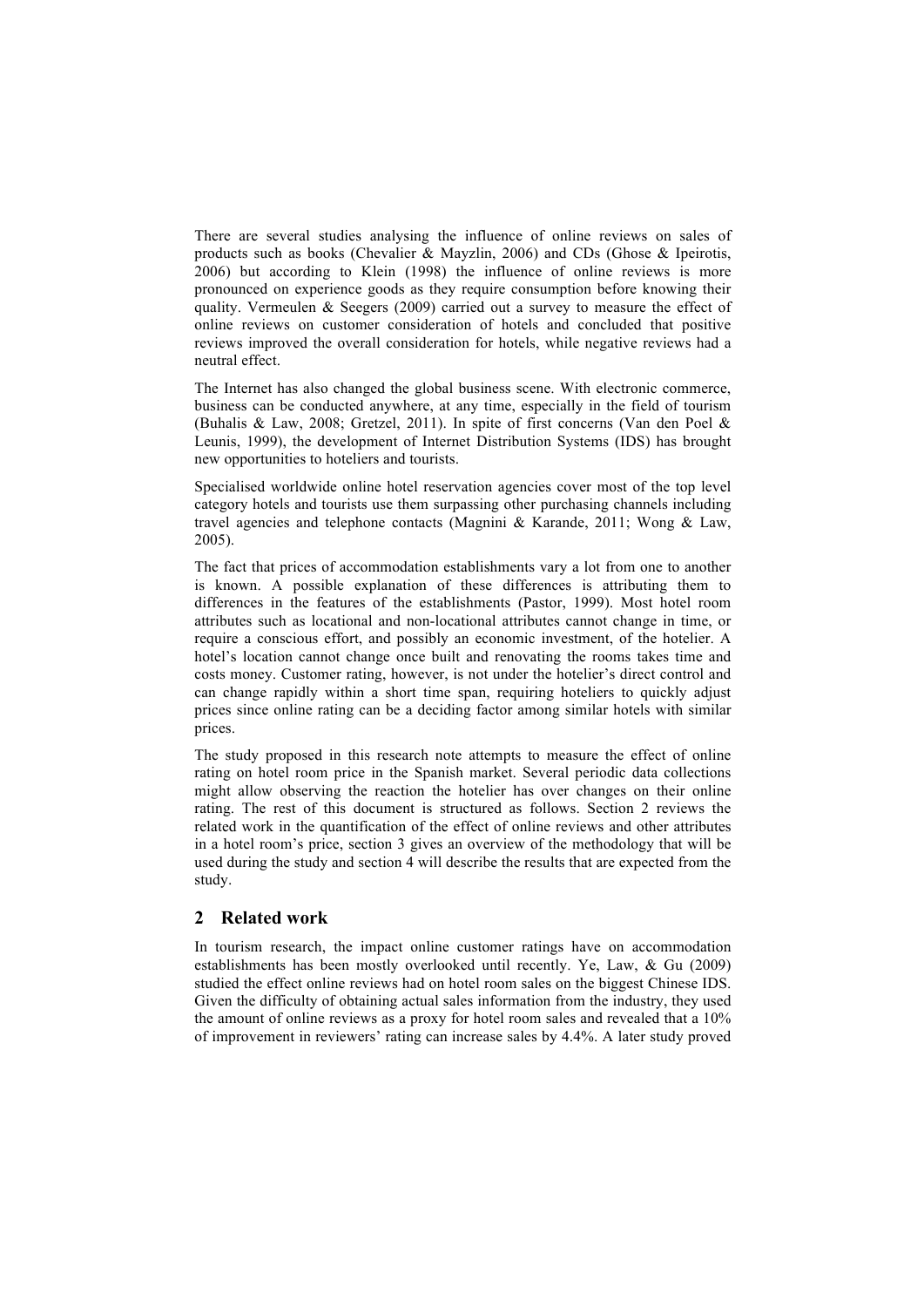There are several studies analysing the influence of online reviews on sales of products such as books (Chevalier & Mayzlin, 2006) and CDs (Ghose & Ipeirotis, 2006) but according to Klein (1998) the influence of online reviews is more pronounced on experience goods as they require consumption before knowing their quality. Vermeulen & Seegers (2009) carried out a survey to measure the effect of online reviews on customer consideration of hotels and concluded that positive reviews improved the overall consideration for hotels, while negative reviews had a neutral effect.

The Internet has also changed the global business scene. With electronic commerce, business can be conducted anywhere, at any time, especially in the field of tourism (Buhalis & Law, 2008; Gretzel, 2011). In spite of first concerns (Van den Poel & Leunis, 1999), the development of Internet Distribution Systems (IDS) has brought new opportunities to hoteliers and tourists.

Specialised worldwide online hotel reservation agencies cover most of the top level category hotels and tourists use them surpassing other purchasing channels including travel agencies and telephone contacts (Magnini & Karande, 2011; Wong & Law, 2005).

The fact that prices of accommodation establishments vary a lot from one to another is known. A possible explanation of these differences is attributing them to differences in the features of the establishments (Pastor, 1999). Most hotel room attributes such as locational and non-locational attributes cannot change in time, or require a conscious effort, and possibly an economic investment, of the hotelier. A hotel's location cannot change once built and renovating the rooms takes time and costs money. Customer rating, however, is not under the hotelier's direct control and can change rapidly within a short time span, requiring hoteliers to quickly adjust prices since online rating can be a deciding factor among similar hotels with similar prices.

The study proposed in this research note attempts to measure the effect of online rating on hotel room price in the Spanish market. Several periodic data collections might allow observing the reaction the hotelier has over changes on their online rating. The rest of this document is structured as follows. Section 2 reviews the related work in the quantification of the effect of online reviews and other attributes in a hotel room's price, section 3 gives an overview of the methodology that will be used during the study and section 4 will describe the results that are expected from the study.

## 2 Related work

In tourism research, the impact online customer ratings have on accommodation establishments has been mostly overlooked until recently. Ye, Law, & Gu (2009) studied the effect online reviews had on hotel room sales on the biggest Chinese IDS. Given the difficulty of obtaining actual sales information from the industry, they used the amount of online reviews as a proxy for hotel room sales and revealed that a 10% of improvement in reviewers' rating can increase sales by 4.4%. A later study proved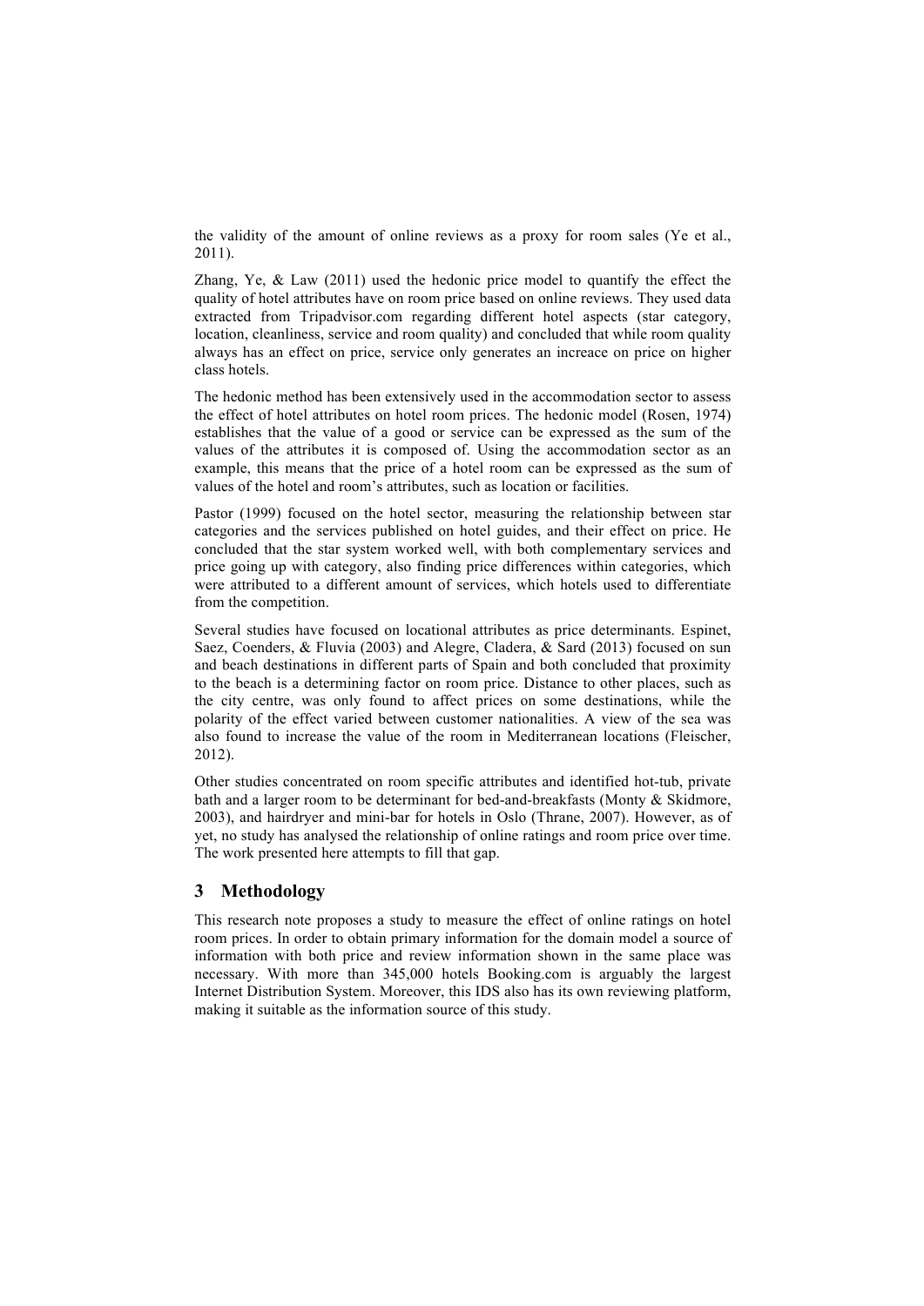the validity of the amount of online reviews as a proxy for room sales (Ye et al., 2011).

Zhang, Ye, & Law (2011) used the hedonic price model to quantify the effect the quality of hotel attributes have on room price based on online reviews. They used data extracted from Tripadvisor.com regarding different hotel aspects (star category, location, cleanliness, service and room quality) and concluded that while room quality always has an effect on price, service only generates an increace on price on higher class hotels.

The hedonic method has been extensively used in the accommodation sector to assess the effect of hotel attributes on hotel room prices. The hedonic model (Rosen, 1974) establishes that the value of a good or service can be expressed as the sum of the values of the attributes it is composed of. Using the accommodation sector as an example, this means that the price of a hotel room can be expressed as the sum of values of the hotel and room's attributes, such as location or facilities.

Pastor (1999) focused on the hotel sector, measuring the relationship between star categories and the services published on hotel guides, and their effect on price. He concluded that the star system worked well, with both complementary services and price going up with category, also finding price differences within categories, which were attributed to a different amount of services, which hotels used to differentiate from the competition.

Several studies have focused on locational attributes as price determinants. Espinet, Saez, Coenders, & Fluvia (2003) and Alegre, Cladera, & Sard (2013) focused on sun and beach destinations in different parts of Spain and both concluded that proximity to the beach is a determining factor on room price. Distance to other places, such as the city centre, was only found to affect prices on some destinations, while the polarity of the effect varied between customer nationalities. A view of the sea was also found to increase the value of the room in Mediterranean locations (Fleischer, 2012).

Other studies concentrated on room specific attributes and identified hot-tub, private bath and a larger room to be determinant for bed-and-breakfasts (Monty & Skidmore, 2003), and hairdryer and mini-bar for hotels in Oslo (Thrane, 2007). However, as of yet, no study has analysed the relationship of online ratings and room price over time. The work presented here attempts to fill that gap.

## 3 Methodology

This research note proposes a study to measure the effect of online ratings on hotel room prices. In order to obtain primary information for the domain model a source of information with both price and review information shown in the same place was necessary. With more than 345,000 hotels Booking.com is arguably the largest Internet Distribution System. Moreover, this IDS also has its own reviewing platform, making it suitable as the information source of this study.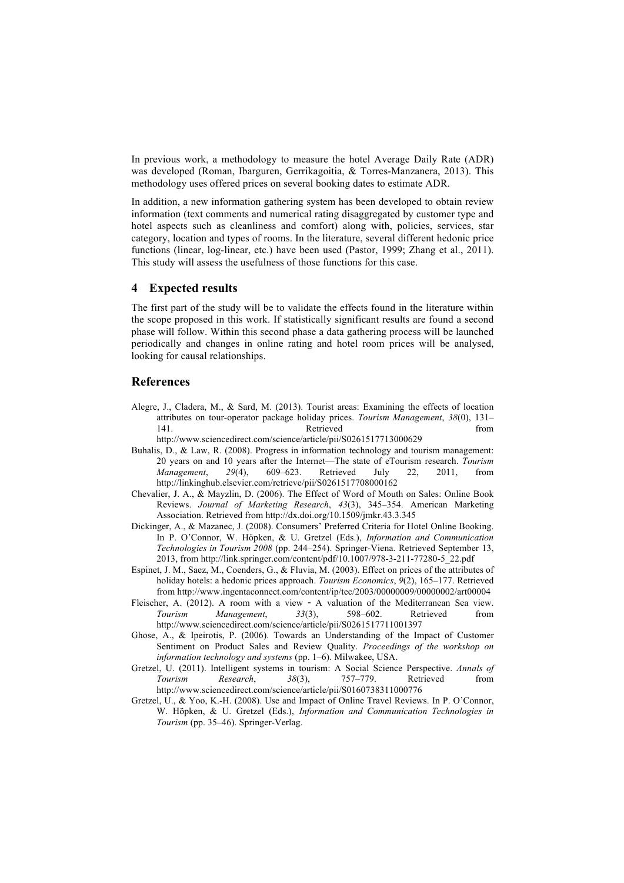In previous work, a methodology to measure the hotel Average Daily Rate (ADR) was developed (Roman, Ibarguren, Gerrikagoitia, & Torres-Manzanera, 2013). This methodology uses offered prices on several booking dates to estimate ADR.

In addition, a new information gathering system has been developed to obtain review information (text comments and numerical rating disaggregated by customer type and hotel aspects such as cleanliness and comfort) along with, policies, services, star category, location and types of rooms. In the literature, several different hedonic price functions (linear, log-linear, etc.) have been used (Pastor, 1999; Zhang et al., 2011). This study will assess the usefulness of those functions for this case.

## 4 Expected results

The first part of the study will be to validate the effects found in the literature within the scope proposed in this work. If statistically significant results are found a second phase will follow. Within this second phase a data gathering process will be launched periodically and changes in online rating and hotel room prices will be analysed, looking for causal relationships.

## References

Alegre, J., Cladera, M., & Sard, M. (2013). Tourist areas: Examining the effects of location attributes on tour-operator package holiday prices. *Tourism Management*, *38*(0), 131–141. Retrieved from http://www.sciencedirect.com/science/article/pii/S0261517713000629

Buhalis, D., & Law, R. (2008). Progress in information technology and tourism management: 20 years on and 10 years after the Internet—The state of eTourism research. *Tourism Management*, *29*(4), 609–623. Retrieved July 22, 2011, from http://linkinghub.elsevier.com/retrieve/pii/S0261517708000162

Chevalier, J. A., & Mayzlin, D. (2006). The Effect of Word of Mouth on Sales: Online Book Reviews. *Journal of Marketing Research*, *43*(3), 345–354. American Marketing Association. Retrieved from http://dx.doi.org/10.1509/jmkr.43.3.345

Dickinger, A., & Mazanec, J. (2008). Consumers' Preferred Criteria for Hotel Online Booking. In P. O'Connor, W. Höpken, & U. Gretzel (Eds.), *Information and Communication Technologies in Tourism 2008* (pp. 244–254). Springer-Viena. Retrieved September 13, 2013, from http://link.springer.com/content/pdf/10.1007/978-3-211-77280-5_22.pdf

Espinet, J. M., Saez, M., Coenders, G., & Fluvia, M. (2003). Effect on prices of the attributes of holiday hotels: a hedonic prices approach. *Tourism Economics*, *9*(2), 165–177. Retrieved from http://www.ingentaconnect.com/content/ip/tec/2003/00000009/00000002/art00004

Fleischer, A. (2012). A room with a view - A valuation of the Mediterranean Sea view. *Tourism Management*, *33*(3), 598–602. Retrieved from http://www.sciencedirect.com/science/article/pii/S0261517711001397

Ghose, A., & Ipeirotis, P. (2006). Towards an Understanding of the Impact of Customer Sentiment on Product Sales and Review Quality. *Proceedings of the workshop on information technology and systems* (pp. 1–6). Milwakee, USA.

Gretzel, U. (2011). Intelligent systems in tourism: A Social Science Perspective. *Annals of Tourism Research*, *38*(3), 757–779. Retrieved from http://www.sciencedirect.com/science/article/pii/S0160738311000776

Gretzel, U., & Yoo, K.-H. (2008). Use and Impact of Online Travel Reviews. In P. O'Connor, W. Höpken, & U. Gretzel (Eds.), *Information and Communication Technologies in Tourism* (pp. 35–46). Springer-Verlag.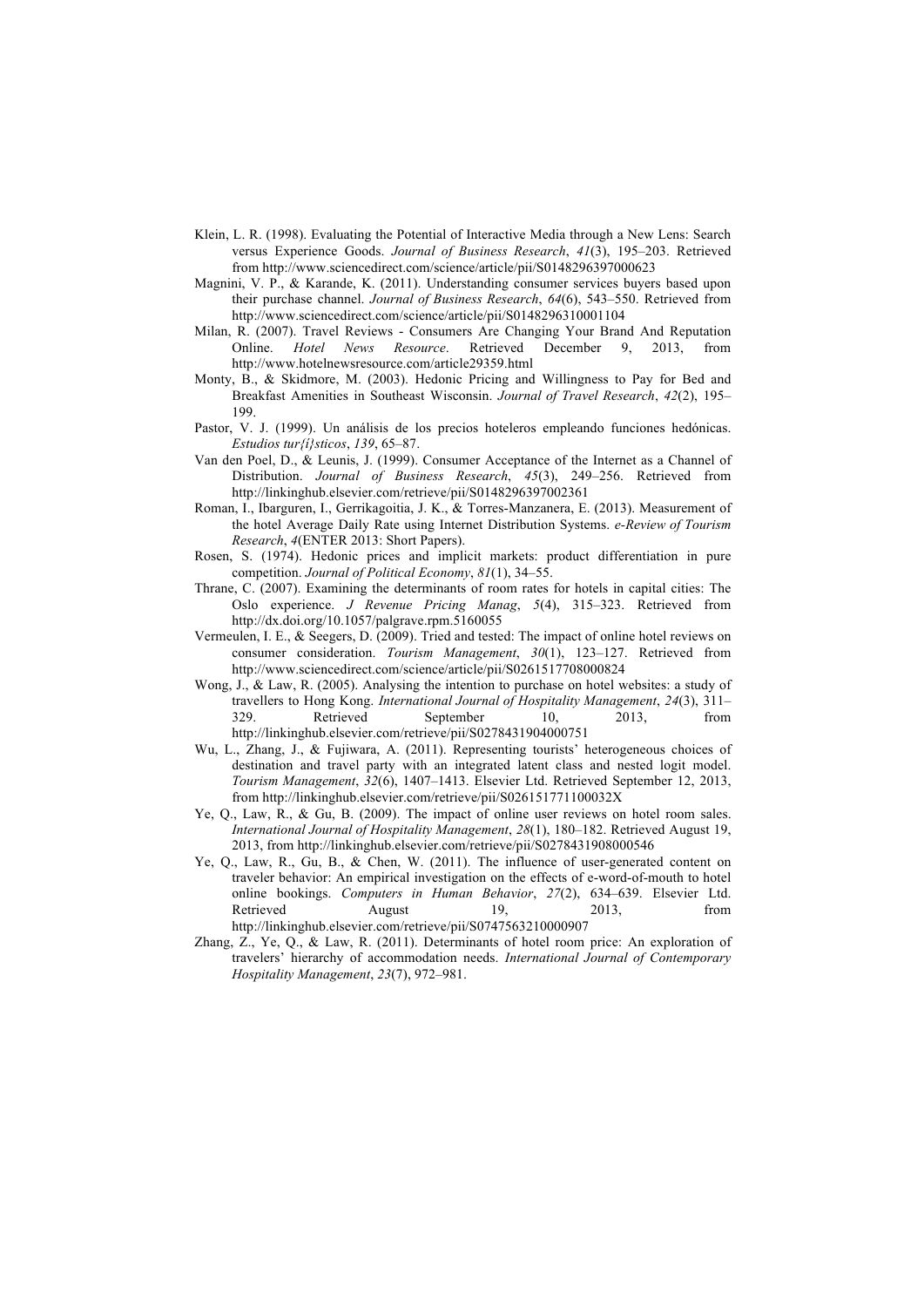Klein, L. R. (1998). Evaluating the Potential of Interactive Media through a New Lens: Search versus Experience Goods. *Journal of Business Research*, *41*(3), 195–203. Retrieved from http://www.sciencedirect.com/science/article/pii/S0148296397000623

Magnini, V. P., & Karande, K. (2011). Understanding consumer services buyers based upon their purchase channel. *Journal of Business Research*, *64*(6), 543–550. Retrieved from http://www.sciencedirect.com/science/article/pii/S0148296310001104

Milan, R. (2007). Travel Reviews - Consumers Are Changing Your Brand And Reputation Online. *Hotel News Resource*. Retrieved December 9, 2013, from http://www.hotelnewsresource.com/article29359.html

Monty, B., & Skidmore, M. (2003). Hedonic Pricing and Willingness to Pay for Bed and Breakfast Amenities in Southeast Wisconsin. *Journal of Travel Research*, *42*(2), 195–199.

Pastor, V. J. (1999). Un análisis de los precios hoteleros empleando funciones hedónicas. *Estudios tur{í}sticos*, *139*, 65–87.

Van den Poel, D., & Leunis, J. (1999). Consumer Acceptance of the Internet as a Channel of Distribution. *Journal of Business Research*, *45*(3), 249–256. Retrieved from http://linkinghub.elsevier.com/retrieve/pii/S0148296397002361

Roman, I., Ibarguren, I., Gerrikagoitia, J. K., & Torres-Manzanera, E. (2013). Measurement of the hotel Average Daily Rate using Internet Distribution Systems. *e-Review of Tourism Research*, *4*(ENTER 2013: Short Papers).

Rosen, S. (1974). Hedonic prices and implicit markets: product differentiation in pure competition. *Journal of Political Economy*, *81*(1), 34–55.

Thrane, C. (2007). Examining the determinants of room rates for hotels in capital cities: The Oslo experience. *J Revenue Pricing Manag*, *5*(4), 315–323. Retrieved from http://dx.doi.org/10.1057/palgrave.rpm.5160055

Vermeulen, I. E., & Seegers, D. (2009). Tried and tested: The impact of online hotel reviews on consumer consideration. *Tourism Management*, *30*(1), 123–127. Retrieved from http://www.sciencedirect.com/science/article/pii/S0261517708000824

Wong, J., & Law, R. (2005). Analysing the intention to purchase on hotel websites: a study of travellers to Hong Kong. *International Journal of Hospitality Management*, *24*(3), 311–329. Retrieved September 10, 2013, from http://linkinghub.elsevier.com/retrieve/pii/S0278431904000751

Wu, L., Zhang, J., & Fujiwara, A. (2011). Representing tourists' heterogeneous choices of destination and travel party with an integrated latent class and nested logit model. *Tourism Management*, *32*(6), 1407–1413. Elsevier Ltd. Retrieved September 12, 2013, from http://linkinghub.elsevier.com/retrieve/pii/S026151771100032X

Ye, Q., Law, R., & Gu, B. (2009). The impact of online user reviews on hotel room sales. *International Journal of Hospitality Management*, *28*(1), 180–182. Retrieved August 19, 2013, from http://linkinghub.elsevier.com/retrieve/pii/S0278431908000546

Ye, Q., Law, R., Gu, B., & Chen, W. (2011). The influence of user-generated content on traveler behavior: An empirical investigation on the effects of e-word-of-mouth to hotel online bookings. *Computers in Human Behavior*, *27*(2), 634–639. Elsevier Ltd. Retrieved August 19, 2013, from http://linkinghub.elsevier.com/retrieve/pii/S0747563210000907

Zhang, Z., Ye, Q., & Law, R. (2011). Determinants of hotel room price: An exploration of travelers' hierarchy of accommodation needs. *International Journal of Contemporary Hospitality Management*, *23*(7), 972–981.